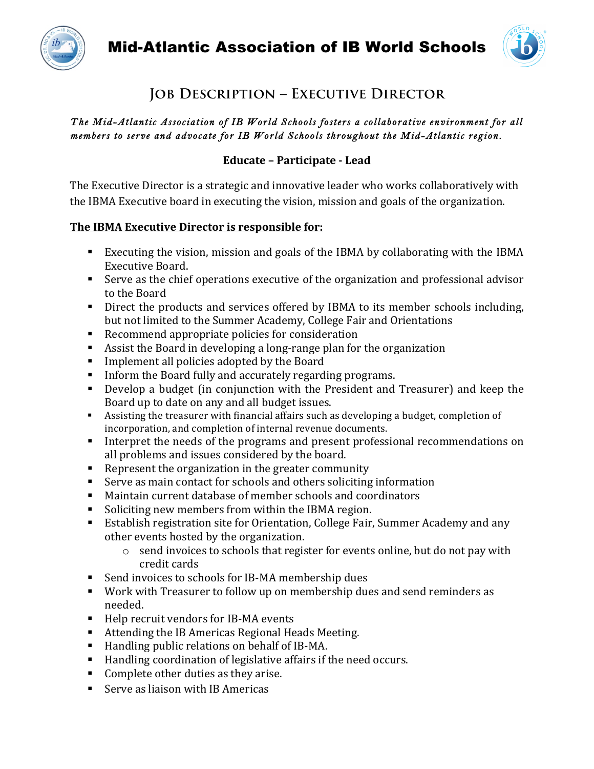# Mid-Atlantic Association of IB World Schools

## Job Description – Executive Director

*The Mid-Atlantic Association of IB World Schools fosters a collaborative environment for all members to serve and advocate for IB World Schools throughout the Mid-Atlantic region.*

**Educate – Participate - Lead**

The Executive Director is a strategic and innovative leader who works collaboratively with the IBMA Executive board in executing the vision, mission and goals of the organization.

**The IBMA Executive Director is responsible for:**

- Executing the vision, mission and goals of the IBMA by collaborating with the IBMA Executive Board.
- Serve as the chief operations executive of the organization and professional advisor to the Board
- Direct the products and services offered by IBMA to its member schools including, but not limited to the Summer Academy, College Fair and Orientations
- Recommend appropriate policies for consideration
- Assist the Board in developing a long-range plan for the organization
- Implement all policies adopted by the Board
- Inform the Board fully and accurately regarding programs.
- Develop a budget (in conjunction with the President and Treasurer) and keep the Board up to date on any and all budget issues.
- Assisting the treasurer with financial affairs such as developing a budget, completion of incorporation, and completion of internal revenue documents.
- Interpret the needs of the programs and present professional recommendations on all problems and issues considered by the board.
- Represent the organization in the greater community
- Serve as main contact for schools and others soliciting information
- Maintain current database of member schools and coordinators
- Soliciting new members from within the IBMA region.
- Establish registration site for Orientation, College Fair, Summer Academy and any other events hosted by the organization.
    - send invoices to schools that register for events online, but do not pay with credit cards
- Send invoices to schools for IB-MA membership dues
- Work with Treasurer to follow up on membership dues and send reminders as needed.
- Help recruit vendors for IB-MA events
- Attending the IB Americas Regional Heads Meeting.
- Handling public relations on behalf of IB-MA.
- Handling coordination of legislative affairs if the need occurs.
- Complete other duties as they arise.
- Serve as liaison with IB Americas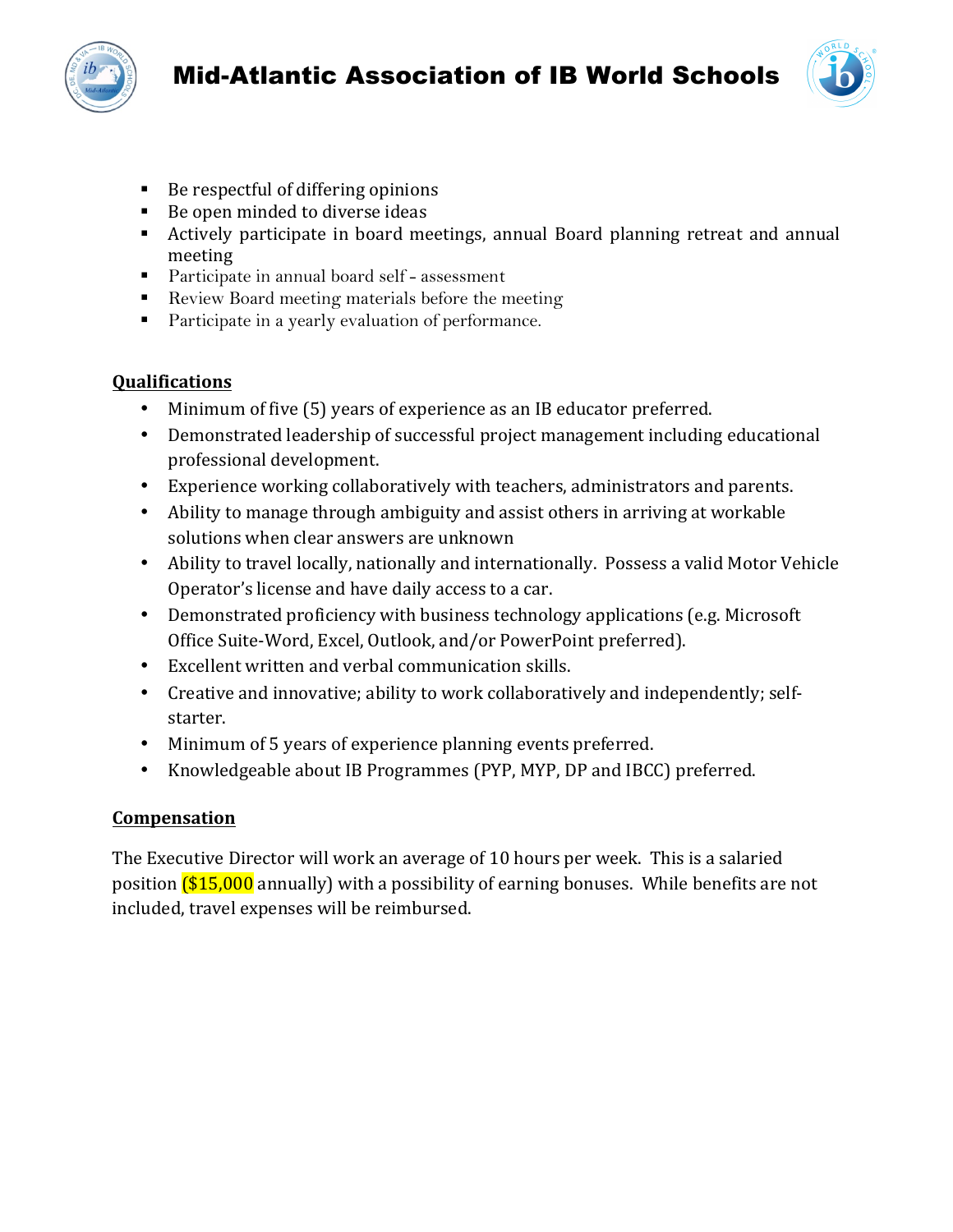- Be respectful of differing opinions
- Be open minded to diverse ideas
- Actively participate in board meetings, annual Board planning retreat and annual meeting
- Participate in annual board self - assessment
- Review Board meeting materials before the meeting
- Participate in a yearly evaluation of performance.

## Qualifications

- Minimum of five (5) years of experience as an IB educator preferred.
- Demonstrated leadership of successful project management including educational professional development.
- Experience working collaboratively with teachers, administrators and parents.
- Ability to manage through ambiguity and assist others in arriving at workable solutions when clear answers are unknown
- Ability to travel locally, nationally and internationally. Possess a valid Motor Vehicle Operator's license and have daily access to a car.
- Demonstrated proficiency with business technology applications (e.g. Microsoft Office Suite-Word, Excel, Outlook, and/or PowerPoint preferred).
- Excellent written and verbal communication skills.
- Creative and innovative; ability to work collaboratively and independently; self-starter.
- Minimum of 5 years of experience planning events preferred.
- Knowledgeable about IB Programmes (PYP, MYP, DP and IBCC) preferred.

## Compensation

The Executive Director will work an average of 10 hours per week. This is a salaried position ($15,000 annually) with a possibility of earning bonuses. While benefits are not included, travel expenses will be reimbursed.